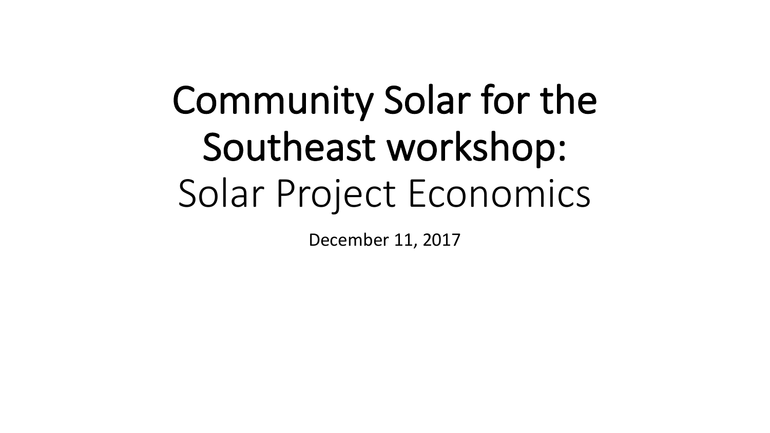# Community Solar for the Southeast workshop:

## Solar Project Economics

December 11, 2017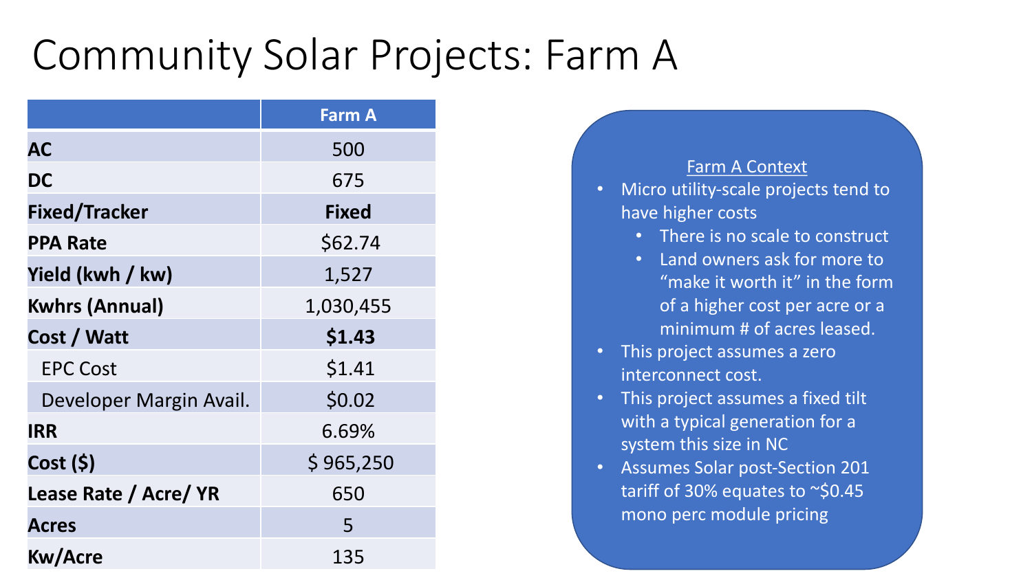# Community Solar Projects: Farm A

| | Farm A |
|---|---|
| **AC** | 500 |
| **DC** | 675 |
| **Fixed/Tracker** | **Fixed** |
| **PPA Rate** | $62.74 |
| **Yield (kwh / kw)** | 1,527 |
| **Kwhrs (Annual)** | 1,030,455 |
| **Cost / Watt** | **$1.43** |
| EPC Cost | $1.41 |
| Developer Margin Avail. | $0.02 |
| **IRR** | 6.69% |
| **Cost ($)** | $ 965,250 |
| **Lease Rate / Acre/ YR** | 650 |
| **Acres** | 5 |
| **Kw/Acre** | 135 |

Farm A Context

- Micro utility-scale projects tend to have higher costs
  - There is no scale to construct
  - Land owners ask for more to "make it worth it" in the form of a higher cost per acre or a minimum # of acres leased.
- This project assumes a zero interconnect cost.
- This project assumes a fixed tilt with a typical generation for a system this size in NC
- Assumes Solar post-Section 201 tariff of 30% equates to ~$0.45 mono perc module pricing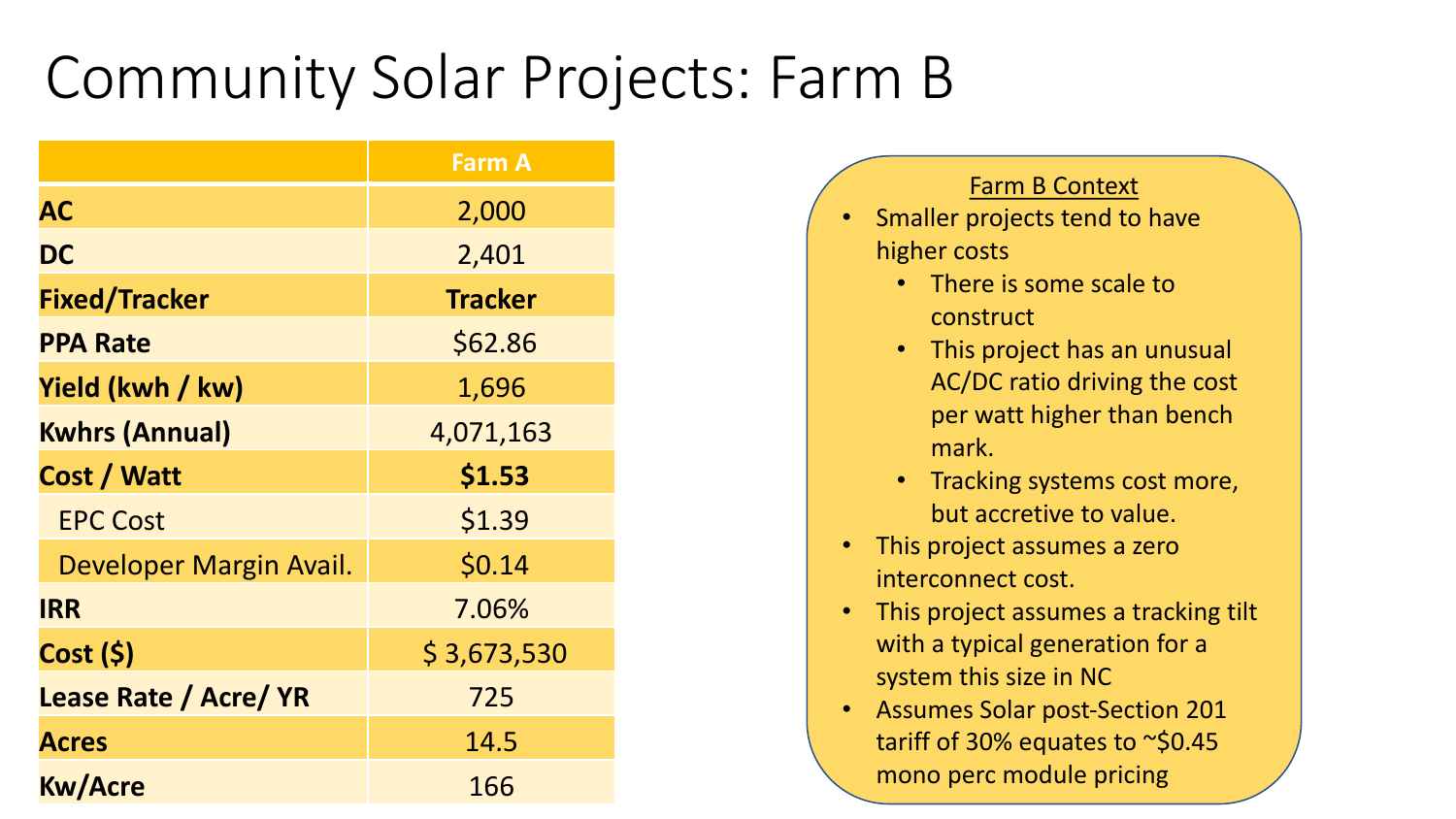# Community Solar Projects: Farm B

| | Farm A |
|---|---|
| **AC** | 2,000 |
| **DC** | 2,401 |
| **Fixed/Tracker** | **Tracker** |
| **PPA Rate** | $62.86 |
| **Yield (kwh / kw)** | 1,696 |
| **Kwhrs (Annual)** | 4,071,163 |
| **Cost / Watt** | **$1.53** |
| EPC Cost | $1.39 |
| Developer Margin Avail. | $0.14 |
| **IRR** | 7.06% |
| **Cost ($)** | $ 3,673,530 |
| **Lease Rate / Acre/ YR** | 725 |
| **Acres** | 14.5 |
| **Kw/Acre** | 166 |

Farm B Context

- Smaller projects tend to have higher costs
  - There is some scale to construct
  - This project has an unusual AC/DC ratio driving the cost per watt higher than bench mark.
  - Tracking systems cost more, but accretive to value.
- This project assumes a zero interconnect cost.
- This project assumes a tracking tilt with a typical generation for a system this size in NC
- Assumes Solar post-Section 201 tariff of 30% equates to ~$0.45 mono perc module pricing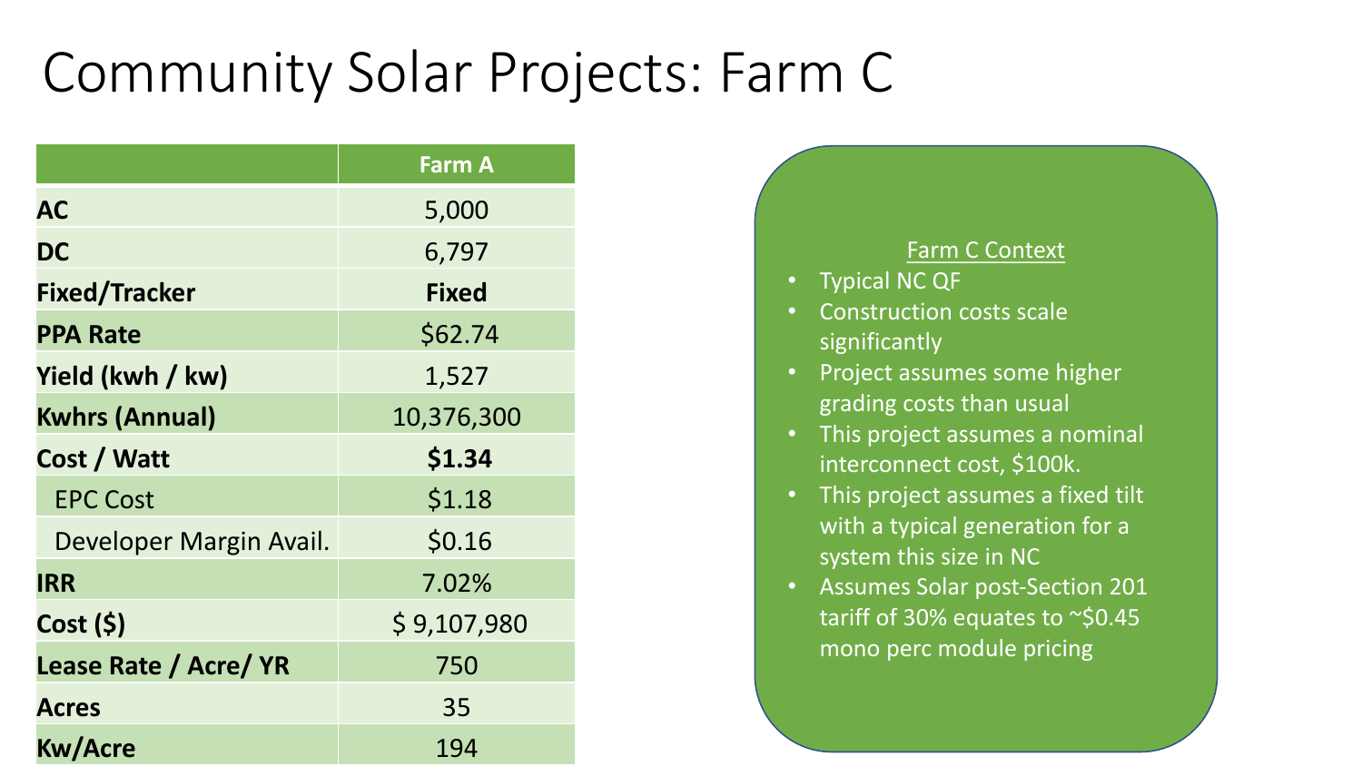# Community Solar Projects: Farm C

| | Farm A |
|---|---|
| **AC** | 5,000 |
| **DC** | 6,797 |
| **Fixed/Tracker** | **Fixed** |
| **PPA Rate** | $62.74 |
| **Yield (kwh / kw)** | 1,527 |
| **Kwhrs (Annual)** | 10,376,300 |
| **Cost / Watt** | **$1.34** |
| EPC Cost | $1.18 |
| Developer Margin Avail. | $0.16 |
| **IRR** | 7.02% |
| **Cost ($)** | $ 9,107,980 |
| **Lease Rate / Acre/ YR** | 750 |
| **Acres** | 35 |
| **Kw/Acre** | 194 |

Farm C Context

- Typical NC QF
- Construction costs scale significantly
- Project assumes some higher grading costs than usual
- This project assumes a nominal interconnect cost, $100k.
- This project assumes a fixed tilt with a typical generation for a system this size in NC
- Assumes Solar post-Section 201 tariff of 30% equates to ~$0.45 mono perc module pricing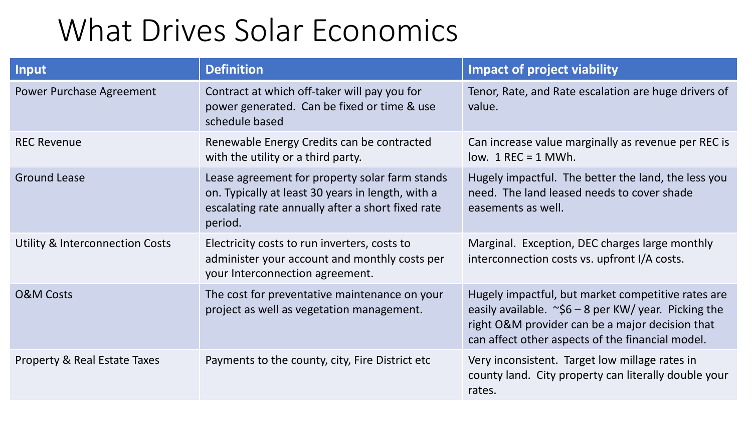# What Drives Solar Economics

| Input | Definition | Impact of project viability |
| --- | --- | --- |
| Power Purchase Agreement | Contract at which off-taker will pay you for power generated. Can be fixed or time & use schedule based | Tenor, Rate, and Rate escalation are huge drivers of value. |
| REC Revenue | Renewable Energy Credits can be contracted with the utility or a third party. | Can increase value marginally as revenue per REC is low. 1 REC = 1 MWh. |
| Ground Lease | Lease agreement for property solar farm stands on. Typically at least 30 years in length, with a escalating rate annually after a short fixed rate period. | Hugely impactful. The better the land, the less you need. The land leased needs to cover shade easements as well. |
| Utility & Interconnection Costs | Electricity costs to run inverters, costs to administer your account and monthly costs per your Interconnection agreement. | Marginal. Exception, DEC charges large monthly interconnection costs vs. upfront I/A costs. |
| O&M Costs | The cost for preventative maintenance on your project as well as vegetation management. | Hugely impactful, but market competitive rates are easily available. ~$6 – 8 per KW/ year. Picking the right O&M provider can be a major decision that can affect other aspects of the financial model. |
| Property & Real Estate Taxes | Payments to the county, city, Fire District etc | Very inconsistent. Target low millage rates in county land. City property can literally double your rates. |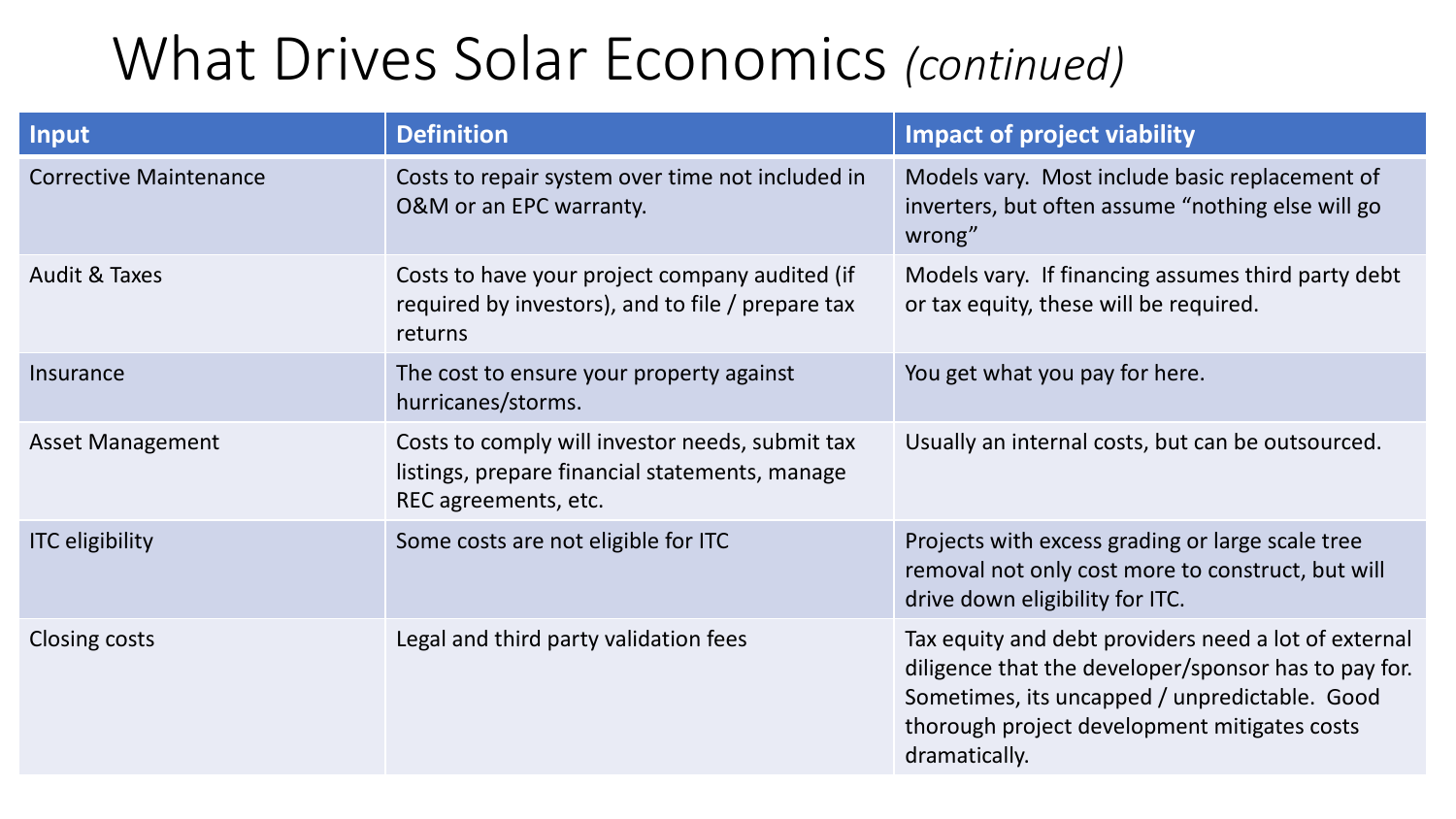# What Drives Solar Economics *(continued)*

| Input | Definition | Impact of project viability |
| --- | --- | --- |
| Corrective Maintenance | Costs to repair system over time not included in O&M or an EPC warranty. | Models vary. Most include basic replacement of inverters, but often assume "nothing else will go wrong" |
| Audit & Taxes | Costs to have your project company audited (if required by investors), and to file / prepare tax returns | Models vary. If financing assumes third party debt or tax equity, these will be required. |
| Insurance | The cost to ensure your property against hurricanes/storms. | You get what you pay for here. |
| Asset Management | Costs to comply will investor needs, submit tax listings, prepare financial statements, manage REC agreements, etc. | Usually an internal costs, but can be outsourced. |
| ITC eligibility | Some costs are not eligible for ITC | Projects with excess grading or large scale tree removal not only cost more to construct, but will drive down eligibility for ITC. |
| Closing costs | Legal and third party validation fees | Tax equity and debt providers need a lot of external diligence that the developer/sponsor has to pay for. Sometimes, its uncapped / unpredictable. Good thorough project development mitigates costs dramatically. |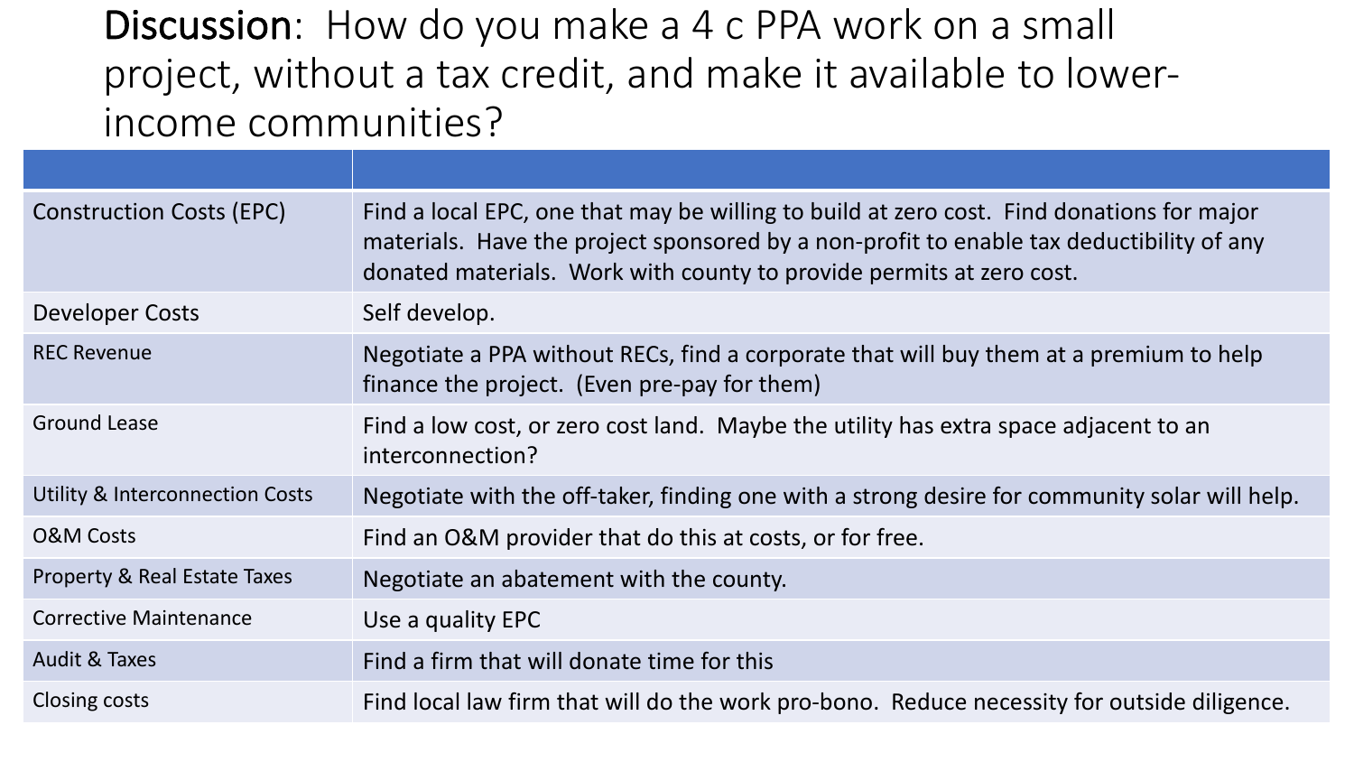# Discussion: How do you make a 4 c PPA work on a small project, without a tax credit, and make it available to lower-income communities?

| | |
|---|---|
| Construction Costs (EPC) | Find a local EPC, one that may be willing to build at zero cost. Find donations for major materials. Have the project sponsored by a non-profit to enable tax deductibility of any donated materials. Work with county to provide permits at zero cost. |
| Developer Costs | Self develop. |
| REC Revenue | Negotiate a PPA without RECs, find a corporate that will buy them at a premium to help finance the project. (Even pre-pay for them) |
| Ground Lease | Find a low cost, or zero cost land. Maybe the utility has extra space adjacent to an interconnection? |
| Utility & Interconnection Costs | Negotiate with the off-taker, finding one with a strong desire for community solar will help. |
| O&M Costs | Find an O&M provider that do this at costs, or for free. |
| Property & Real Estate Taxes | Negotiate an abatement with the county. |
| Corrective Maintenance | Use a quality EPC |
| Audit & Taxes | Find a firm that will donate time for this |
| Closing costs | Find local law firm that will do the work pro-bono. Reduce necessity for outside diligence. |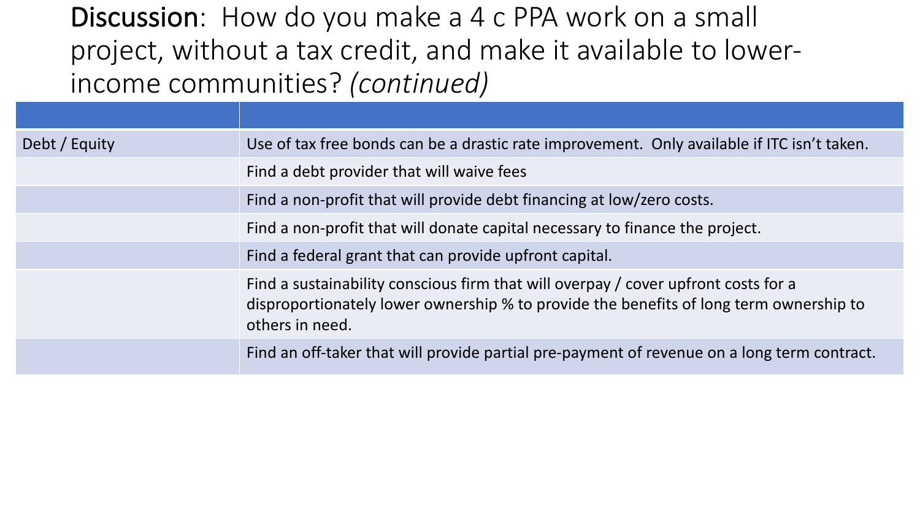# **Discussion**: How do you make a 4 c PPA work on a small project, without a tax credit, and make it available to lower-income communities? *(continued)*

| | |
|---|---|
| Debt / Equity | Use of tax free bonds can be a drastic rate improvement. Only available if ITC isn't taken. |
| | Find a debt provider that will waive fees |
| | Find a non-profit that will provide debt financing at low/zero costs. |
| | Find a non-profit that will donate capital necessary to finance the project. |
| | Find a federal grant that can provide upfront capital. |
| | Find a sustainability conscious firm that will overpay / cover upfront costs for a disproportionately lower ownership % to provide the benefits of long term ownership to others in need. |
| | Find an off-taker that will provide partial pre-payment of revenue on a long term contract. |